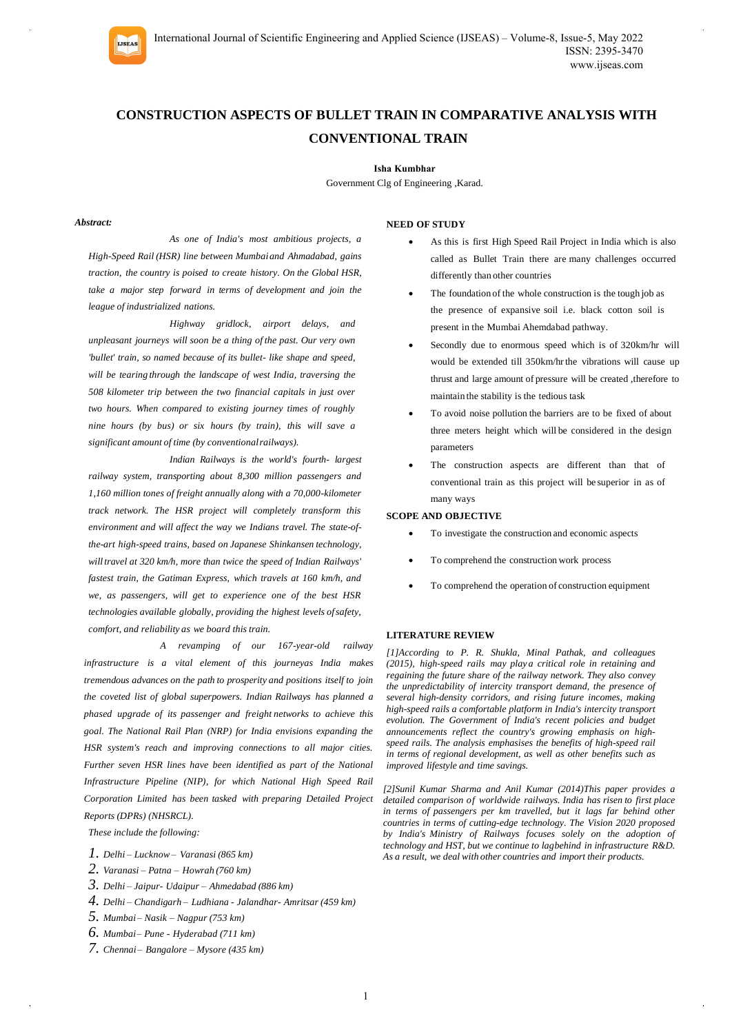# CONSTRUCTION ASPECTS OF BULLET TRAIN IN COMPARATIVE ANALYSIS WITH CONVENTIONAL TRAIN

**Isha Kumbhar**

Government Clg of Engineering ,Karad.

***Abstract:***

*As one of India's most ambitious projects, a High-Speed Rail (HSR) line between Mumbai and Ahmadabad, gains traction, the country is poised to create history. On the Global HSR, take a major step forward in terms of development and join the league of industrialized nations.*

*Highway gridlock, airport delays, and unpleasant journeys will soon be a thing of the past. Our very own 'bullet' train, so named because of its bullet- like shape and speed, will be tearing through the landscape of west India, traversing the 508 kilometer trip between the two financial capitals in just over two hours. When compared to existing journey times of roughly nine hours (by bus) or six hours (by train), this will save a significant amount of time (by conventional railways).*

*Indian Railways is the world's fourth- largest railway system, transporting about 8,300 million passengers and 1,160 million tones of freight annually along with a 70,000-kilometer track network. The HSR project will completely transform this environment and will affect the way we Indians travel. The state-of-the-art high-speed trains, based on Japanese Shinkansen technology, will travel at 320 km/h, more than twice the speed of Indian Railways' fastest train, the Gatiman Express, which travels at 160 km/h, and we, as passengers, will get to experience one of the best HSR technologies available globally, providing the highest levels of safety, comfort, and reliability as we board this train.*

*A revamping of our 167-year-old railway infrastructure is a vital element of this journey as India makes tremendous advances on the path to prosperity and positions itself to join the coveted list of global superpowers. Indian Railways has planned a phased upgrade of its passenger and freight networks to achieve this goal. The National Rail Plan (NRP) for India envisions expanding the HSR system's reach and improving connections to all major cities. Further seven HSR lines have been identified as part of the National Infrastructure Pipeline (NIP), for which National High Speed Rail Corporation Limited has been tasked with preparing Detailed Project Reports (DPRs) (NHSRCL).*

*These include the following:*

1. *Delhi – Lucknow – Varanasi (865 km)*
2. *Varanasi – Patna – Howrah (760 km)*
3. *Delhi – Jaipur- Udaipur – Ahmedabad (886 km)*
4. *Delhi – Chandigarh – Ludhiana - Jalandhar- Amritsar (459 km)*
5. *Mumbai – Nasik – Nagpur (753 km)*
6. *Mumbai – Pune - Hyderabad (711 km)*
7. *Chennai – Bangalore – Mysore (435 km)*

## NEED OF STUDY

- As this is first High Speed Rail Project in India which is also called as Bullet Train there are many challenges occurred differently than other countries
- The foundation of the whole construction is the tough job as the presence of expansive soil i.e. black cotton soil is present in the Mumbai Ahemdabad pathway.
- Secondly due to enormous speed which is of 320km/hr will would be extended till 350km/hr the vibrations will cause up thrust and large amount of pressure will be created ,therefore to maintain the stability is the tedious task
- To avoid noise pollution the barriers are to be fixed of about three meters height which will be considered in the design parameters
- The construction aspects are different than that of conventional train as this project will be superior in as of many ways

## SCOPE AND OBJECTIVE

- To investigate the construction and economic aspects
- To comprehend the construction work process
- To comprehend the operation of construction equipment

## LITERATURE REVIEW

*[1]According to P. R. Shukla, Minal Pathak, and colleagues (2015), high-speed rails may play a critical role in retaining and regaining the future share of the railway network. They also convey the unpredictability of intercity transport demand, the presence of several high-density corridors, and rising future incomes, making high-speed rails a comfortable platform in India's intercity transport evolution. The Government of India's recent policies and budget announcements reflect the country's growing emphasis on high-speed rails. The analysis emphasises the benefits of high-speed rail in terms of regional development, as well as other benefits such as improved lifestyle and time savings.*

*[2]Sunil Kumar Sharma and Anil Kumar (2014)This paper provides a detailed comparison of worldwide railways. India has risen to first place in terms of passengers per km travelled, but it lags far behind other countries in terms of cutting-edge technology. The Vision 2020 proposed by India's Ministry of Railways focuses solely on the adoption of technology and HST, but we continue to lag behind in infrastructure R&D. As a result, we deal with other countries and import their products.*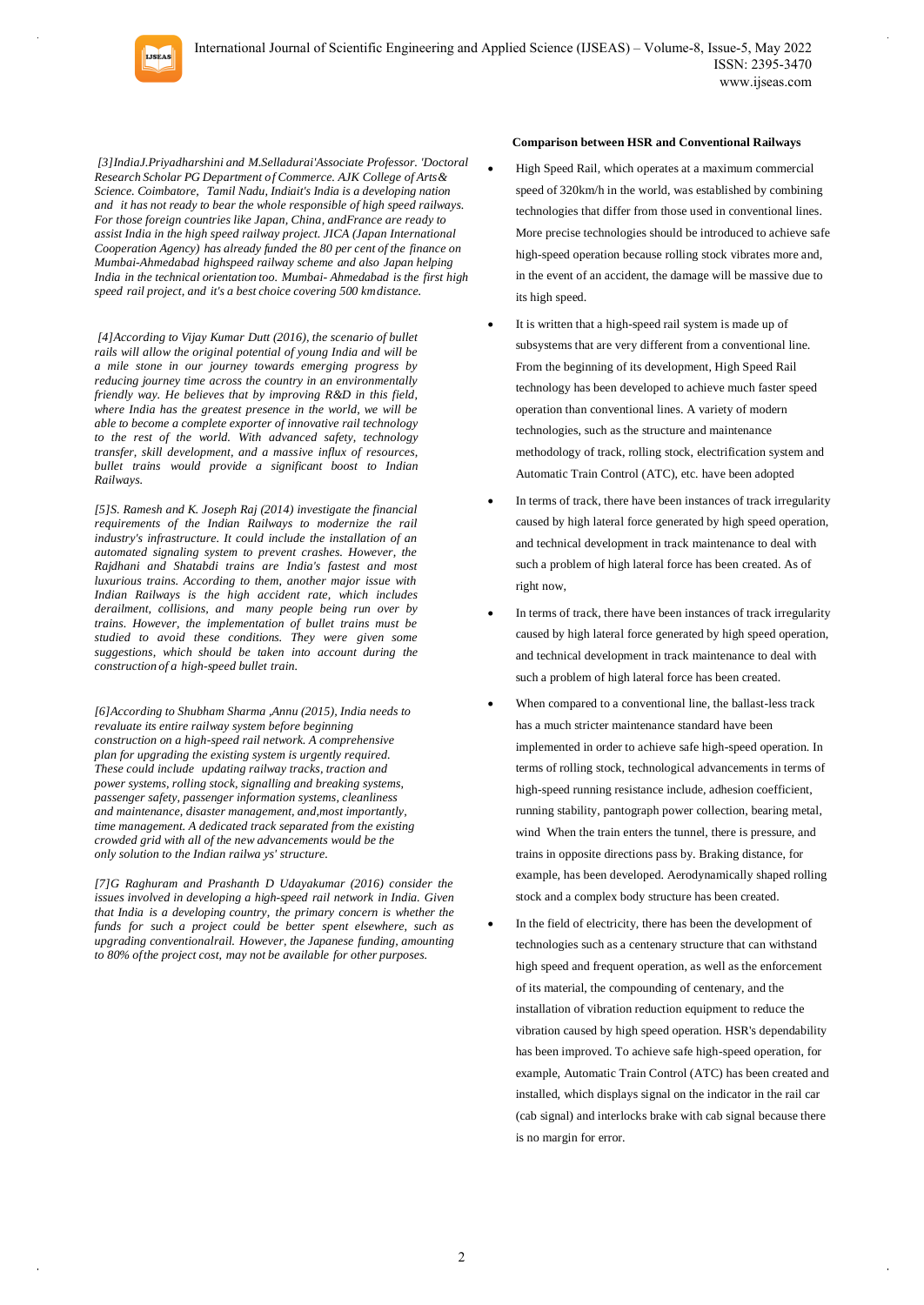*[3]IndiaJ.Priyadharshini and M.Selladurai'Associate Professor. 'Doctoral Research Scholar PG Department of Commerce. AJK College of Arts & Science. Coimbatore, Tamil Nadu, Indiait's India is a developing nation and it has not ready to bear the whole responsible of high speed railways. For those foreign countries like Japan, China, andFrance are ready to assist India in the high speed railway project. JICA (Japan International Cooperation Agency) has already funded the 80 per cent of the finance on Mumbai-Ahmedabad highspeed railway scheme and also Japan helping India in the technical orientation too. Mumbai- Ahmedabad is the first high speed rail project, and it's a best choice covering 500 kmdistance.*

*[4]According to Vijay Kumar Dutt (2016), the scenario of bullet rails will allow the original potential of young India and will be a mile stone in our journey towards emerging progress by reducing journey time across the country in an environmentally friendly way. He believes that by improving R&D in this field, where India has the greatest presence in the world, we will be able to become a complete exporter of innovative rail technology to the rest of the world. With advanced safety, technology transfer, skill development, and a massive influx of resources, bullet trains would provide a significant boost to Indian Railways.*

*[5]S. Ramesh and K. Joseph Raj (2014) investigate the financial requirements of the Indian Railways to modernize the rail industry's infrastructure. It could include the installation of an automated signaling system to prevent crashes. However, the Rajdhani and Shatabdi trains are India's fastest and most luxurious trains. According to them, another major issue with Indian Railways is the high accident rate, which includes derailment, collisions, and many people being run over by trains. However, the implementation of bullet trains must be studied to avoid these conditions. They were given some suggestions, which should be taken into account during the construction of a high-speed bullet train.*

*[6]According to Shubham Sharma ,Annu (2015), India needs to revaluate its entire railway system before beginning construction on a high-speed rail network. A comprehensive plan for upgrading the existing system is urgently required. These could include updating railway tracks, traction and power systems, rolling stock, signalling and breaking systems, passenger safety, passenger information systems, cleanliness and maintenance, disaster management, and,most importantly, time management. A dedicated track separated from the existing crowded grid with all of the new advancements would be the only solution to the Indian railwa ys' structure.*

*[7]G Raghuram and Prashanth D Udayakumar (2016) consider the issues involved in developing a high-speed rail network in India. Given that India is a developing country, the primary concern is whether the funds for such a project could be better spent elsewhere, such as upgrading conventionalrail. However, the Japanese funding, amounting to 80% ofthe project cost, may not be available for other purposes.*

**Comparison between HSR and Conventional Railways**

- High Speed Rail, which operates at a maximum commercial speed of 320km/h in the world, was established by combining technologies that differ from those used in conventional lines. More precise technologies should be introduced to achieve safe high-speed operation because rolling stock vibrates more and, in the event of an accident, the damage will be massive due to its high speed.
- It is written that a high-speed rail system is made up of subsystems that are very different from a conventional line. From the beginning of its development, High Speed Rail technology has been developed to achieve much faster speed operation than conventional lines. A variety of modern technologies, such as the structure and maintenance methodology of track, rolling stock, electrification system and Automatic Train Control (ATC), etc. have been adopted
- In terms of track, there have been instances of track irregularity caused by high lateral force generated by high speed operation, and technical development in track maintenance to deal with such a problem of high lateral force has been created. As of right now,
- In terms of track, there have been instances of track irregularity caused by high lateral force generated by high speed operation, and technical development in track maintenance to deal with such a problem of high lateral force has been created.
- When compared to a conventional line, the ballast-less track has a much stricter maintenance standard have been implemented in order to achieve safe high-speed operation. In terms of rolling stock, technological advancements in terms of high-speed running resistance include, adhesion coefficient, running stability, pantograph power collection, bearing metal, wind When the train enters the tunnel, there is pressure, and trains in opposite directions pass by. Braking distance, for example, has been developed. Aerodynamically shaped rolling stock and a complex body structure has been created.
- In the field of electricity, there has been the development of technologies such as a centenary structure that can withstand high speed and frequent operation, as well as the enforcement of its material, the compounding of centenary, and the installation of vibration reduction equipment to reduce the vibration caused by high speed operation. HSR's dependability has been improved. To achieve safe high-speed operation, for example, Automatic Train Control (ATC) has been created and installed, which displays signal on the indicator in the rail car (cab signal) and interlocks brake with cab signal because there is no margin for error.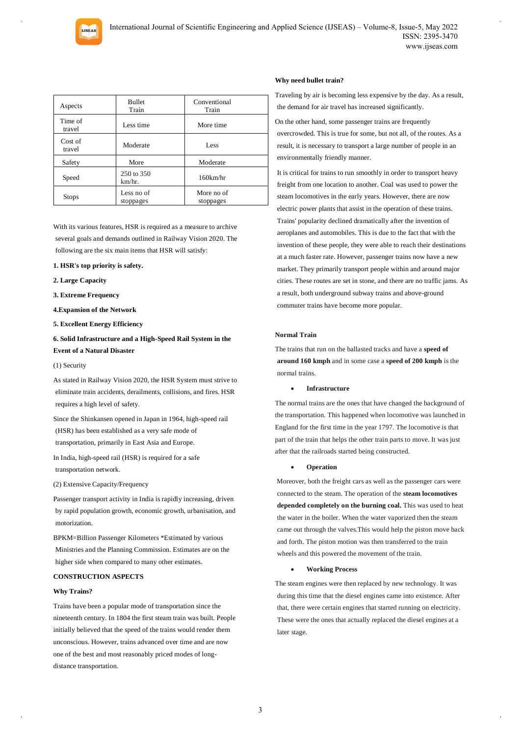| Aspects | Bullet Train | Conventional Train |
|---|---|---|
| Time of travel | Less time | More time |
| Cost of travel | Moderate | Less |
| Safety | More | Moderate |
| Speed | 250 to 350 km/hr. | 160km/hr |
| Stops | Less no of stoppages | More no of stoppages |

With its various features, HSR is required as a measure to archive several goals and demands outlined in Railway Vision 2020. The following are the six main items that HSR will satisfy:

**1. HSR's top priority is safety.**

**2. Large Capacity**

**3. Extreme Frequency**

**4.Expansion of the Network**

**5. Excellent Energy Efficiency**

**6. Solid Infrastructure and a High-Speed Rail System in the Event of a Natural Disaster**

(1) Security

As stated in Railway Vision 2020, the HSR System must strive to eliminate train accidents, derailments, collisions, and fires. HSR requires a high level of safety.

Since the Shinkansen opened in Japan in 1964, high-speed rail (HSR) has been established as a very safe mode of transportation, primarily in East Asia and Europe.

In India, high-speed rail (HSR) is required for a safe transportation network.

(2) Extensive Capacity/Frequency

Passenger transport activity in India is rapidly increasing, driven by rapid population growth, economic growth, urbanisation, and motorization.

BPKM=Billion Passenger Kilometers *Estimated by various Ministries and the Planning Commission. Estimates are on the higher side when compared to many other estimates.

**CONSTRUCTION ASPECTS**

**Why Trains?**

Trains have been a popular mode of transportation since the nineteenth century. In 1804 the first steam train was built. People initially believed that the speed of the trains would render them unconscious. However, trains advanced over time and are now one of the best and most reasonably priced modes of long-distance transportation.

**Why need bullet train?**

Traveling by air is becoming less expensive by the day. As a result, the demand for air travel has increased significantly.

On the other hand, some passenger trains are frequently overcrowded. This is true for some, but not all, of the routes. As a result, it is necessary to transport a large number of people in an environmentally friendly manner.

It is critical for trains to run smoothly in order to transport heavy freight from one location to another. Coal was used to power the steam locomotives in the early years. However, there are now electric power plants that assist in the operation of these trains. Trains' popularity declined dramatically after the invention of aeroplanes and automobiles. This is due to the fact that with the invention of these people, they were able to reach their destinations at a much faster rate. However, passenger trains now have a new market. They primarily transport people within and around major cities. These routes are set in stone, and there are no traffic jams. As a result, both underground subway trains and above-ground commuter trains have become more popular.

**Normal Train**

The trains that run on the ballasted tracks and have a **speed of around 160 kmph** and in some case a **speed of 200 kmph** is the normal trains.

- **Infrastructure**

The normal trains are the ones that have changed the background of the transportation. This happened when locomotive was launched in England for the first time in the year 1797. The locomotive is that part of the train that helps the other train parts to move. It was just after that the railroads started being constructed.

- **Operation**

Moreover, both the freight cars as well as the passenger cars were connected to the steam. The operation of the **steam locomotives depended completely on the burning coal.** This was used to heat the water in the boiler. When the water vaporized then the steam came out through the valves.This would help the piston move back and forth. The piston motion was then transferred to the train wheels and this powered the movement of the train.

- **Working Process**

The steam engines were then replaced by new technology. It was during this time that the diesel engines came into existence. After that, there were certain engines that started running on electricity. These were the ones that actually replaced the diesel engines at a later stage.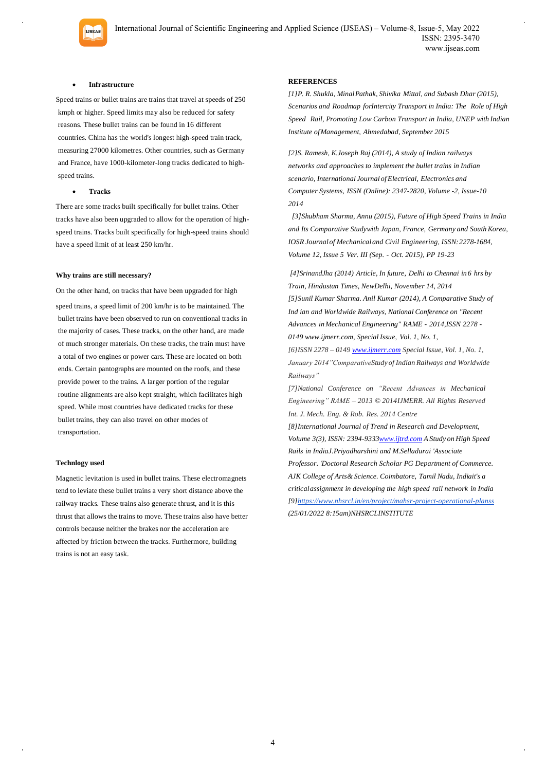- **Infrastructure**

Speed trains or bullet trains are trains that travel at speeds of 250 kmph or higher. Speed limits may also be reduced for safety reasons. These bullet trains can be found in 16 different countries. China has the world's longest high-speed train track, measuring 27000 kilometres. Other countries, such as Germany and France, have 1000-kilometer-long tracks dedicated to high-speed trains.

- **Tracks**

There are some tracks built specifically for bullet trains. Other tracks have also been upgraded to allow for the operation of high-speed trains. Tracks built specifically for high-speed trains should have a speed limit of at least 250 km/hr.

**Why trains are still necessary?**

On the other hand, on tracks that have been upgraded for high speed trains, a speed limit of 200 km/hr is to be maintained. The bullet trains have been observed to run on conventional tracks in the majority of cases. These tracks, on the other hand, are made of much stronger materials. On these tracks, the train must have a total of two engines or power cars. These are located on both ends. Certain pantographs are mounted on the roofs, and these provide power to the trains. A larger portion of the regular routine alignments are also kept straight, which facilitates high speed. While most countries have dedicated tracks for these bullet trains, they can also travel on other modes of transportation.

**Technlogy used**

Magnetic levitation is used in bullet trains. These electromagnets tend to leviate these bullet trains a very short distance above the railway tracks. These trains also generate thrust, and it is this thrust that allows the trains to move. These trains also have better controls because neither the brakes nor the acceleration are affected by friction between the tracks. Furthermore, building trains is not an easy task.

**REFERENCES**

*[1]P. R. Shukla, MinalPathak, Shivika Mittal, and Subash Dhar (2015), Scenarios and Roadmap forIntercity Transport in India: The Role of High Speed Rail, Promoting Low Carbon Transport in India, UNEP with Indian Institute of Management, Ahmedabad, September 2015*

*[2]S. Ramesh, K.Joseph Raj (2014), A study of Indian railways networks and approaches to implement the bullet trains in Indian scenario, International Journal of Electrical, Electronics and Computer Systems, ISSN (Online): 2347-2820, Volume -2, Issue-10 2014*

*[3]Shubham Sharma, Annu (2015), Future of High Speed Trains in India and Its Comparative Studywith Japan, France, Germany and South Korea, IOSR Journal of Mechanical and Civil Engineering, ISSN:2278-1684, Volume 12, Issue 5 Ver. III (Sep. - Oct. 2015), PP 19-23*

*[4]SrinandJha (2014) Article, In future, Delhi to Chennai in 6 hrs by Train, Hindustan Times, NewDelhi, November 14, 2014*

*[5]Sunil Kumar Sharma. Anil Kumar (2014), A Comparative Study of Ind ian and Worldwide Railways, National Conference on "Recent Advances in Mechanical Engineering" RAME - 2014,ISSN 2278 - 0149 www.ijmerr.com, Special Issue, Vol. 1, No. 1,*

*[6]ISSN 2278 – 0149 www.ijmerr.com Special Issue, Vol. 1, No. 1, January 2014"ComparativeStudy of Indian Railways and Worldwide Railways"*

*[7]National Conference on "Recent Advances in Mechanical Engineering" RAME – 2013 © 2014IJMERR. All Rights Reserved Int. J. Mech. Eng. & Rob. Res. 2014 Centre*

*[8]International Journal of Trend in Research and Development, Volume 3(3), ISSN: 2394-9333www.ijtrd.com A Study on High Speed Rails in IndiaJ.Priyadharshini and M.Selladurai 'Associate Professor. 'Doctoral Research Scholar PG Department of Commerce. AJK College of Arts& Science. Coimbatore, Tamil Nadu, Indiait's a criticalassignment in developing the high speed rail network in India*

*[9]https://www.nhsrcl.in/en/project/mahsr-project-operational-planss (25/01/2022 8:15am)NHSRCLINSTITUTE*